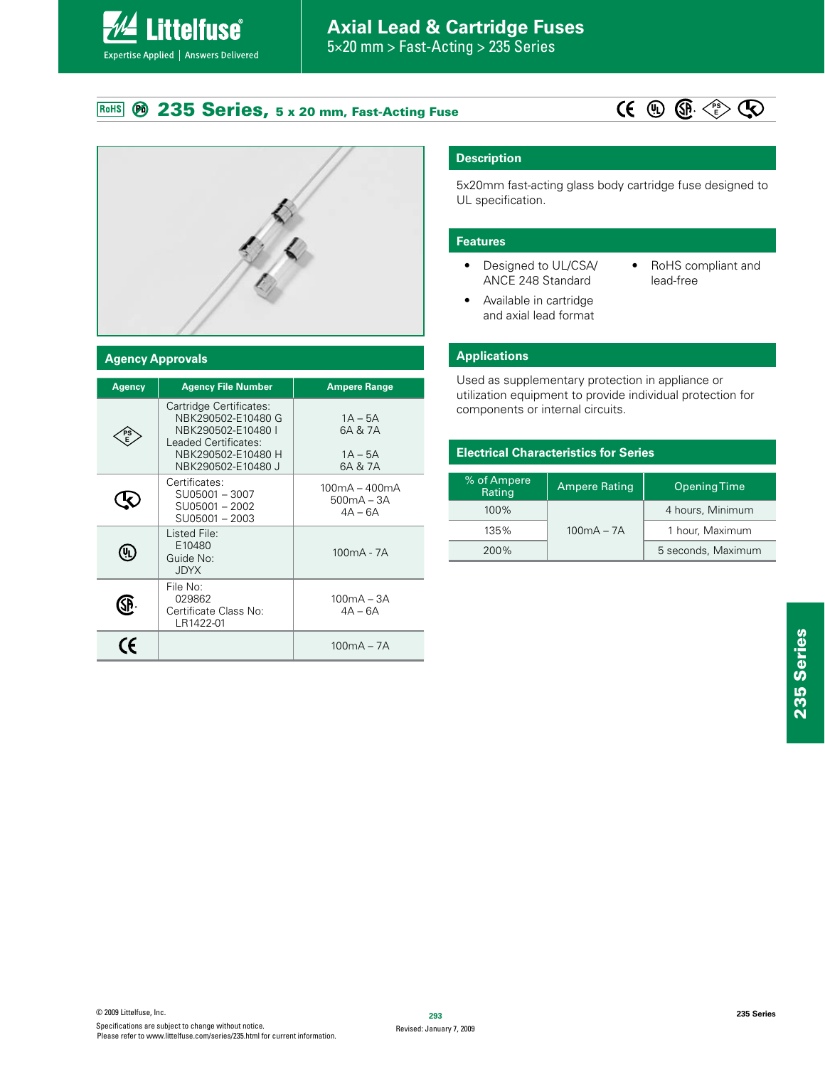# 235 Series, 5 x 20 mm, Fast-Acting Fuse

## Description

5x20mm fast-acting glass body cartridge fuse designed to UL specification.

## Features

- Designed to UL/CSA/ ANCE 248 Standard
- Available in cartridge and axial lead format
- RoHS compliant and lead-free

## Applications

Used as supplementary protection in appliance or utilization equipment to provide individual protection for components or internal circuits.

## Agency Approvals

| Agency | Agency File Number | Ampere Range |
|---|---|---|
| PSE | Cartridge Certificates: NBK290502-E10480 G NBK290502-E10480 I Leaded Certificates: NBK290502-E10480 H NBK290502-E10480 J | 1A – 5A 6A & 7A 1A – 5A 6A & 7A |
| (K) | Certificates: SU05001 – 3007 SU05001 – 2002 SU05001 – 2003 | 100mA – 400mA 500mA – 3A 4A – 6A |
| UL | Listed File: E10480 Guide No: JDYX | 100mA - 7A |
| CSA | File No: 029862 Certificate Class No: LR1422-01 | 100mA – 3A 4A – 6A |
| CE | | 100mA – 7A |

## Electrical Characteristics for Series

| % of Ampere Rating | Ampere Rating | Opening Time |
|---|---|---|
| 100% | 100mA – 7A | 4 hours, Minimum |
| 135% | | 1 hour, Maximum |
| 200% | | 5 seconds, Maximum |

© 2009 Littelfuse, Inc.
Specifications are subject to change without notice.
Please refer to www.littelfuse.com/series/235.html for current information.

Revised: January 7, 2009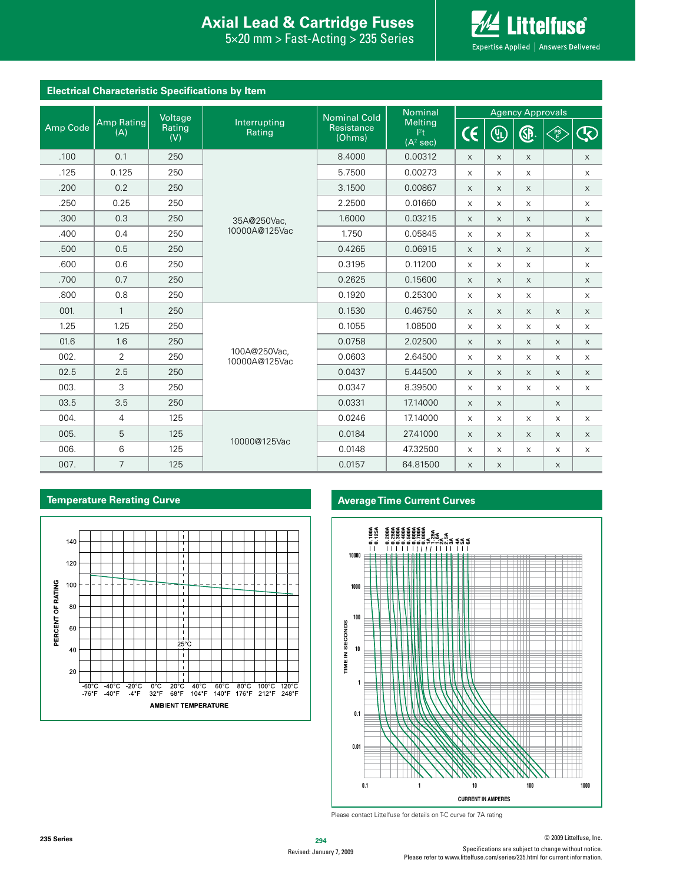# Axial Lead & Cartridge Fuses

5×20 mm > Fast-Acting > 235 Series

## Electrical Characteristic Specifications by Item

| Amp Code | Amp Rating (A) | Voltage Rating (V) | Interrupting Rating | Nominal Cold Resistance (Ohms) | Nominal Melting $I^2t$ ($A^2$ sec) | Agency Approvals: CE | UL | CSA | PSE | METI |
|---|---|---|---|---|---|---|---|---|---|---|
| .100 | 0.1 | 250 | 35A@250Vac, 10000A@125Vac | 8.4000 | 0.00312 | x | x | x | | x |
| .125 | 0.125 | 250 | | 5.7500 | 0.00273 | x | x | x | | x |
| .200 | 0.2 | 250 | | 3.1500 | 0.00867 | x | x | x | | x |
| .250 | 0.25 | 250 | | 2.2500 | 0.01660 | x | x | x | | x |
| .300 | 0.3 | 250 | | 1.6000 | 0.03215 | x | x | x | | x |
| .400 | 0.4 | 250 | | 1.750 | 0.05845 | x | x | x | | x |
| .500 | 0.5 | 250 | | 0.4265 | 0.06915 | x | x | x | | x |
| .600 | 0.6 | 250 | | 0.3195 | 0.11200 | x | x | x | | x |
| .700 | 0.7 | 250 | | 0.2625 | 0.15600 | x | x | x | | x |
| .800 | 0.8 | 250 | | 0.1920 | 0.25300 | x | x | x | | x |
| 001. | 1 | 250 | 100A@250Vac, 10000A@125Vac | 0.1530 | 0.46750 | x | x | x | x | x |
| 1.25 | 1.25 | 250 | | 0.1055 | 1.08500 | x | x | x | x | x |
| 01.6 | 1.6 | 250 | | 0.0758 | 2.02500 | x | x | x | x | x |
| 002. | 2 | 250 | | 0.0603 | 2.64500 | x | x | x | x | x |
| 02.5 | 2.5 | 250 | | 0.0437 | 5.44500 | x | x | x | x | x |
| 003. | 3 | 250 | | 0.0347 | 8.39500 | x | x | x | x | x |
| 03.5 | 3.5 | 250 | | 0.0331 | 17.14000 | x | x | | x | |
| 004. | 4 | 125 | 10000@125Vac | 0.0246 | 17.14000 | x | x | x | x | x |
| 005. | 5 | 125 | | 0.0184 | 27.41000 | x | x | x | x | x |
| 006. | 6 | 125 | | 0.0148 | 47.32500 | x | x | x | x | x |
| 007. | 7 | 125 | | 0.0157 | 64.81500 | x | x | | x | |

## Temperature Rerating Curve

## Average Time Current Curves

Please contact Littelfuse for details on T-C curve for 7A rating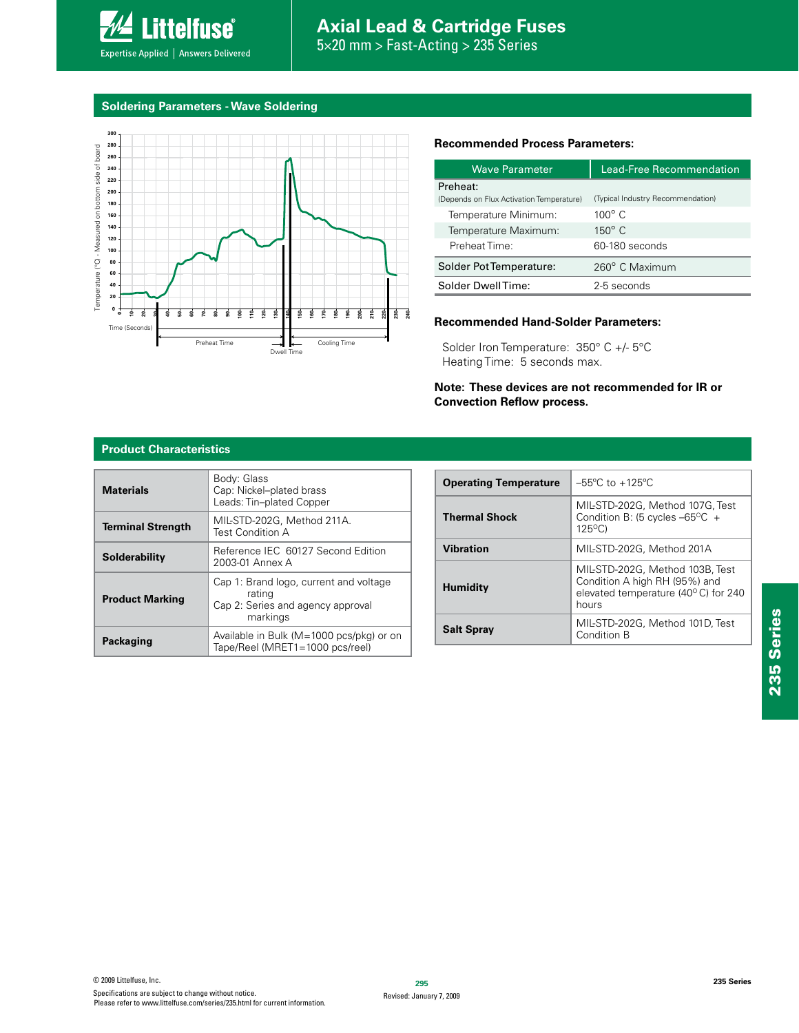## Soldering Parameters - Wave Soldering

### Recommended Process Parameters:

| Wave Parameter | Lead-Free Recommendation |
|---|---|
| Preheat: (Depends on Flux Activation Temperature) | (Typical Industry Recommendation) |
| Temperature Minimum: | 100° C |
| Temperature Maximum: | 150° C |
| Preheat Time: | 60-180 seconds |
| Solder Pot Temperature: | 260° C Maximum |
| Solder Dwell Time: | 2-5 seconds |

### Recommended Hand-Solder Parameters:

Solder Iron Temperature: 350° C +/- 5°C
Heating Time: 5 seconds max.

**Note: These devices are not recommended for IR or Convection Reflow process.**

## Product Characteristics

| | |
|---|---|
| **Materials** | Body: Glass<br>Cap: Nickel–plated brass<br>Leads: Tin–plated Copper |
| **Terminal Strength** | MIL-STD-202G, Method 211A. Test Condition A |
| **Solderability** | Reference IEC 60127 Second Edition 2003-01 Annex A |
| **Product Marking** | Cap 1: Brand logo, current and voltage rating<br>Cap 2: Series and agency approval markings |
| **Packaging** | Available in Bulk (M=1000 pcs/pkg) or on Tape/Reel (MRET1=1000 pcs/reel) |

| | |
|---|---|
| **Operating Temperature** | –55°C to +125°C |
| **Thermal Shock** | MIL-STD-202G, Method 107G, Test Condition B: (5 cycles –65°C + 125°C) |
| **Vibration** | MIL-STD-202G, Method 201A |
| **Humidity** | MIL-STD-202G, Method 103B, Test Condition A high RH (95%) and elevated temperature (40° C) for 240 hours |
| **Salt Spray** | MIL-STD-202G, Method 101D, Test Condition B |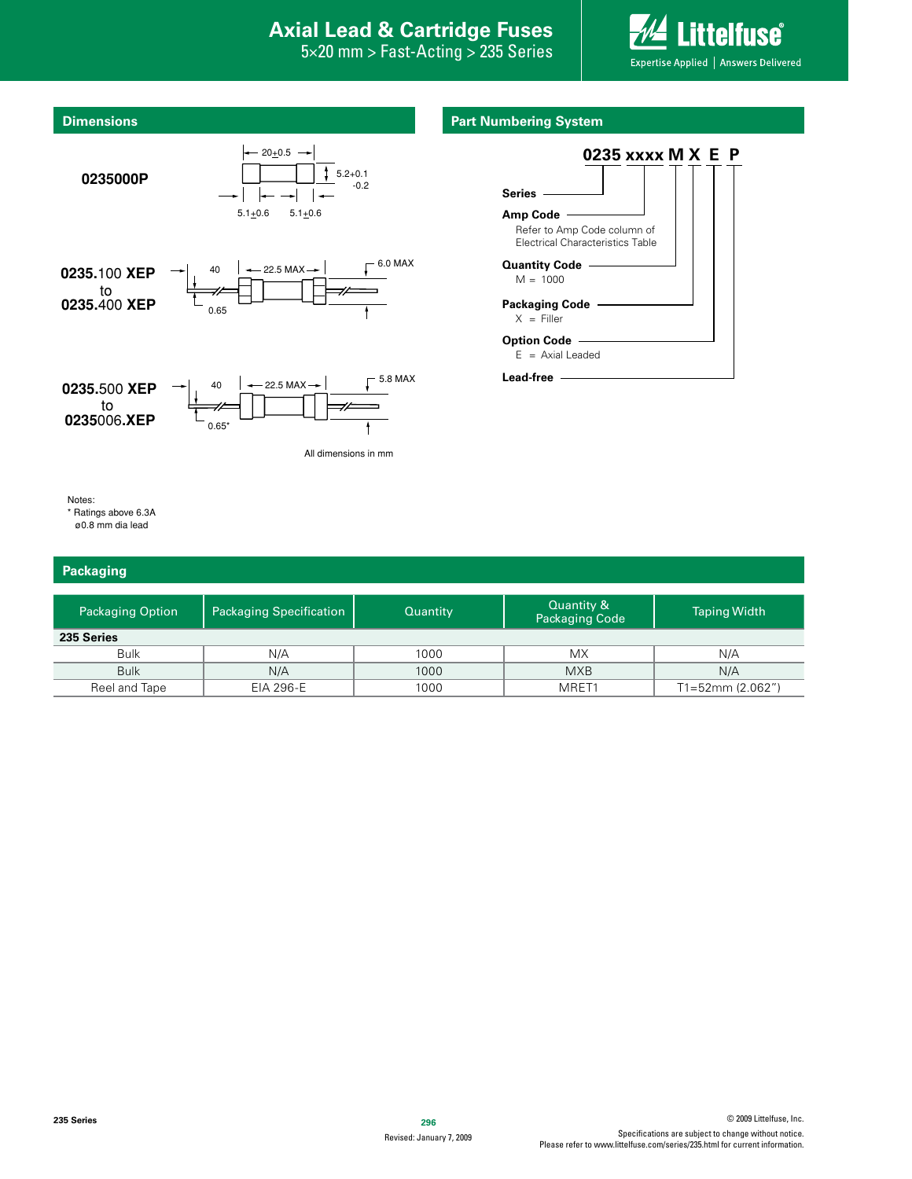## Dimensions

**0235000P**

20±0.5

5.2+0.1 -0.2

5.1±0.6 5.1±0.6

**0235.100 XEP** to **0235.400 XEP**

40

22.5 MAX

6.0 MAX

0.65

**0235.500 XEP** to **0235006.XEP**

40

22.5 MAX

5.8 MAX

0.65*

All dimensions in mm

Notes:
* Ratings above 6.3A ø0.8 mm dia lead

## Part Numbering System

**0235 xxxx M X E P**

**Series**

**Amp Code**
Refer to Amp Code column of Electrical Characteristics Table

**Quantity Code**
M = 1000

**Packaging Code**
X = Filler

**Option Code**
E = Axial Leaded

**Lead-free**

## Packaging

| Packaging Option | Packaging Specification | Quantity | Quantity & Packaging Code | Taping Width |
|---|---|---|---|---|
| **235 Series** | | | | |
| Bulk | N/A | 1000 | MX | N/A |
| Bulk | N/A | 1000 | MXB | N/A |
| Reel and Tape | EIA 296-E | 1000 | MRET1 | T1=52mm (2.062") |

Revised: January 7, 2009

© 2009 Littelfuse, Inc.

Specifications are subject to change without notice.
Please refer to www.littelfuse.com/series/235.html for current information.